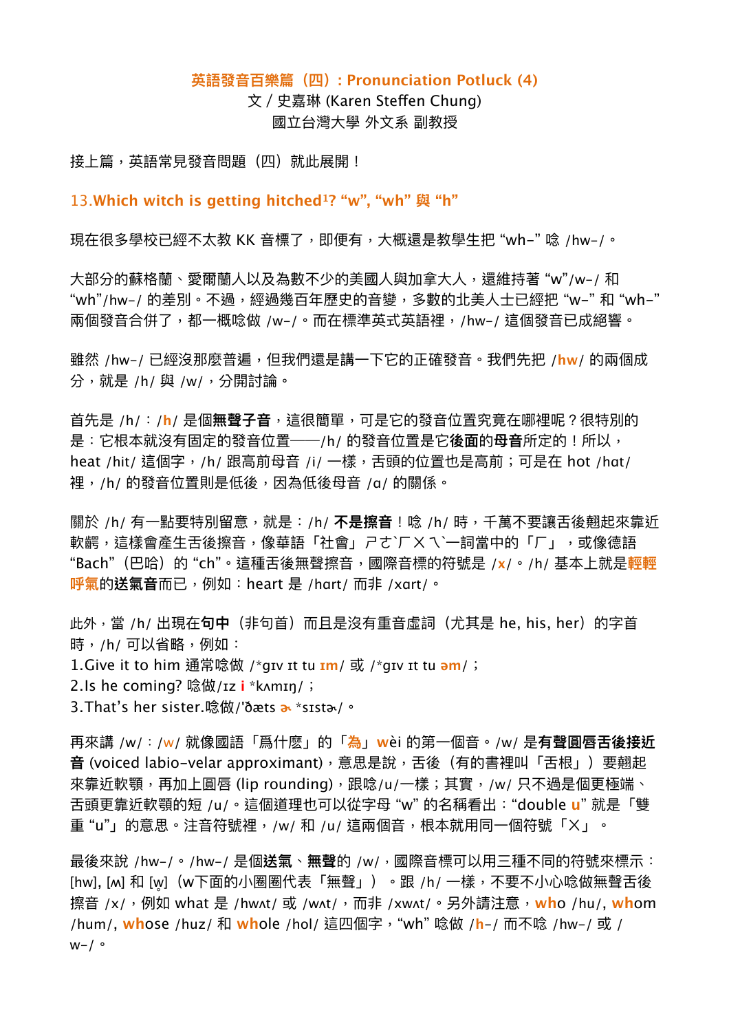**英語發音百樂篇（四）: Pronunciation Potluck (4)**

文 / 史嘉琳 (Karen Steffen Chung)

國立台灣大學 外文系 副教授

接上篇，英語常見發音問題（四）就此展開！

## 13.Which witch is getting hitched[1]? "w", "wh" 與 "h"

現在很多學校已經不太教 KK 音標了，即便有，大概還是教學生把 "wh-" 唸 /hw-/。

大部分的蘇格蘭、愛爾蘭人以及為數不少的美國人與加拿大人，還維持著 "w"/w-/ 和 "wh"/hw-/ 的差別。不過，經過幾百年歷史的音變，多數的北美人士已經把 "w-" 和 "wh-" 兩個發音合併了，都一概唸做 /w-/。而在標準英式英語裡，/hw-/ 這個發音已成絕響。

雖然 /hw-/ 已經沒那麼普遍，但我們還是講一下它的正確發音。我們先把 /**hw**/ 的兩個成分，就是 /h/ 與 /w/，分開討論。

首先是 /h/：/**h**/ 是個**無聲子音**，這很簡單，可是它的發音位置究竟在哪裡呢？很特別的是：它根本就沒有固定的發音位置——/h/ 的發音位置是它**後面**的**母音**所定的！所以，heat /hit/ 這個字，/h/ 跟高前母音 /i/ 一樣，舌頭的位置也是高前；可是在 hot /hɑt/ 裡，/h/ 的發音位置則是低後，因為低後母音 /ɑ/ 的關係。

關於 /h/ 有一點要特別留意，就是：/h/ **不是擦音**！唸 /h/ 時，千萬不要讓舌後翹起來靠近軟齶，這樣會產生舌後擦音，像華語「社會」ㄕㄜˋㄏㄨㄟˋ一詞當中的「ㄏ」，或像德語 "Bach"（巴哈）的 "ch"。這種舌後無聲擦音，國際音標的符號是 /**x**/。/h/ 基本上就是**輕輕呼氣**的**送氣音**而已，例如：heart 是 /hɑrt/ 而非 /xɑrt/。

此外，當 /h/ 出現在**句中**（非句首）而且是沒有重音虛詞（尤其是 he, his, her）的字首時，/h/ 可以省略，例如：

1.Give it to him 通常唸做 /*gɪv ɪt tu **ɪm**/ 或 /*gɪv ɪt tu **əm**/；

2.Is he coming? 唸做/ɪz **i** *kʌmɪŋ/；

3.That's her sister.唸做/'ðæts **ɚ** *sɪstɚ/。

再來講 /w/：/**w**/ 就像國語「為什麼」的「**為**」w**è**i 的第一個音。/w/ 是**有聲圓唇舌後接近音** (voiced labio-velar approximant)，意思是說，舌後（有的書裡叫「舌根」）要翹起來靠近軟顎，再加上圓唇 (lip rounding)，跟唸/u/一樣；其實，/w/ 只不過是個更極端、舌頭更靠近軟顎的短 /u/。這個道理也可以從字母 "w" 的名稱看出："double **u**" 就是「雙重 "u"」的意思。注音符號裡，/w/ 和 /u/ 這兩個音，根本就用同一個符號「ㄨ」。

最後來說 /hw-/。/hw-/ 是個**送氣**、**無聲**的 /w/，國際音標可以用三種不同的符號來標示：[hw], [ʍ] 和 [w̥]（w下面的小圈圈代表「無聲」）。跟 /h/ 一樣，不要不小心唸做無聲舌後擦音 /x/，例如 what 是 /hwʌt/ 或 /wʌt/，而非 /xwʌt/。另外請注意，**wh**o /hu/, **wh**om /hum/, **wh**ose /huz/ 和 **wh**ole /hol/ 這四個字，"wh" 唸做 /**h**-/ 而不唸 /hw-/ 或 /w-/。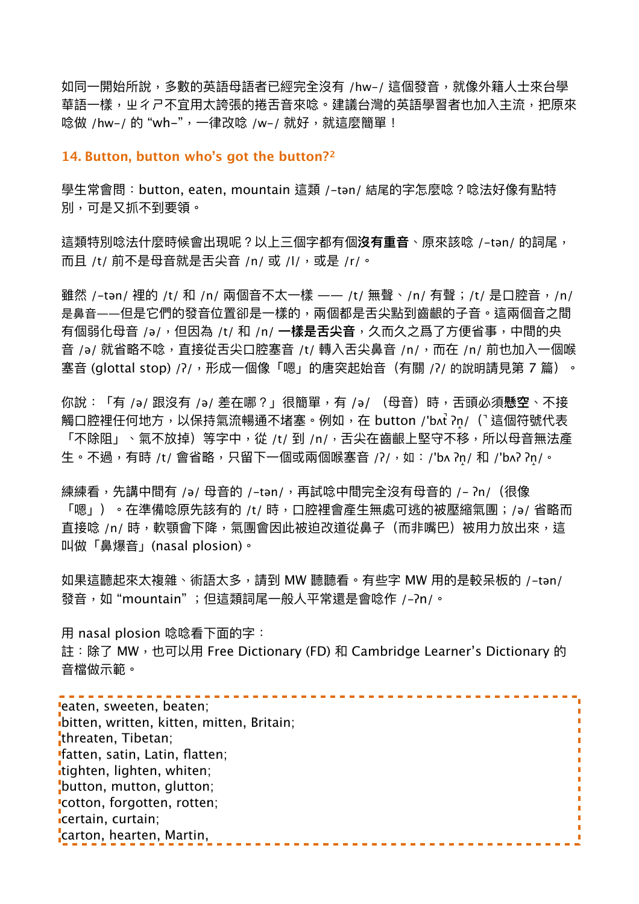如同一開始所說，多數的英語母語者已經完全沒有 /hw-/ 這個發音，就像外籍人士來台學華語一樣，ㄓㄔㄕ不宜用太誇張的捲舌音來唸。建議台灣的英語學習者也加入主流，把原來唸做 /hw-/ 的 “wh-”，一律改唸 /w-/ 就好，就這麼簡單！

### 14. Button, button who’s got the button?[2]

學生常會問：button, eaten, mountain 這類 /-tən/ 結尾的字怎麼唸？唸法好像有點特別，可是又抓不到要領。

這類特別唸法什麼時候會出現呢？以上三個字都有個**沒有重音**、原來該唸 /-tən/ 的詞尾，而且 /t/ 前不是母音就是舌尖音 /n/ 或 /l/，或是 /r/。

雖然 /-tən/ 裡的 /t/ 和 /n/ 兩個音不太一樣 —— /t/ 無聲、/n/ 有聲；/t/ 是口腔音，/n/ 是鼻音——但是它們的發音位置卻是一樣的，兩個都是舌尖點到齒齦的子音。這兩個音之間有個弱化母音 /ə/，但因為 /t/ 和 /n/ **一樣是舌尖音**，久而久之爲了方便省事，中間的央音 /ə/ 就省略不唸，直接從舌尖口腔塞音 /t/ 轉入舌尖鼻音 /n/，而在 /n/ 前也加入一個喉塞音 (glottal stop) /ʔ/，形成一個像「嗯」的唐突起始音（有關 /ʔ/ 的說明請見第 7 篇）。

你說：「有 /ə/ 跟沒有 /ə/ 差在哪？」很簡單，有 /ə/ （母音）時，舌頭必須**懸空**、不接觸口腔裡任何地方，以保持氣流暢通不堵塞。例如，在 button /'bʌt̚ ʔn̩/（˺ 這個符號代表「不除阻」、氣不放掉）等字中，從 /t/ 到 /n/，舌尖在齒齦上堅守不移，所以母音無法產生。不過，有時 /t/ 會省略，只留下一個或兩個喉塞音 /ʔ/，如：/'bʌ ʔn̩/ 和 /'bʌʔ ʔn̩/。

練練看，先講中間有 /ə/ 母音的 /-tən/，再試唸中間完全沒有母音的 /- ʔn/（很像「嗯」）。在準備唸原先該有的 /t/ 時，口腔裡會產生無處可逃的被壓縮氣團；/ə/ 省略而直接唸 /n/ 時，軟顎會下降，氣團會因此被迫改道從鼻子（而非嘴巴）被用力放出來，這叫做「鼻爆音」(nasal plosion)。

如果這聽起來太複雜、術語太多，請到 MW 聽聽看。有些字 MW 用的是較呆板的 /-tən/ 發音，如 “mountain”；但這類詞尾一般人平常還是會唸作 /-ʔn/。

用 nasal plosion 唸唸看下面的字：
註：除了 MW，也可以用 Free Dictionary (FD) 和 Cambridge Learner’s Dictionary 的音檔做示範。

eaten, sweeten, beaten;
bitten, written, kitten, mitten, Britain;
threaten, Tibetan;
fatten, satin, Latin, flatten;
tighten, lighten, whiten;
button, mutton, glutton;
cotton, forgotten, rotten;
certain, curtain;
carton, hearten, Martin,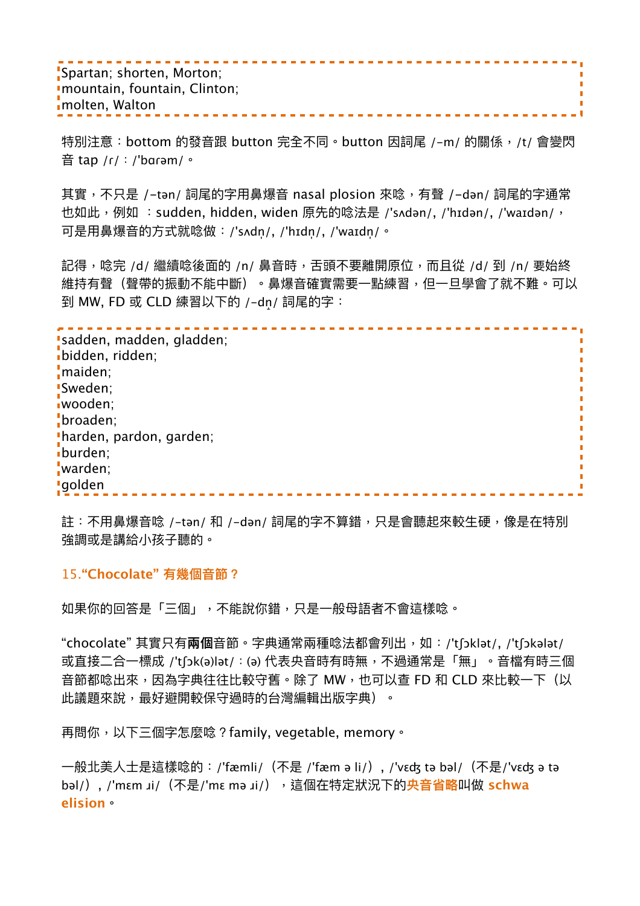Spartan; shorten, Morton;
mountain, fountain, Clinton;
molten, Walton

特別注意：bottom 的發音跟 button 完全不同。button 因詞尾 /-m/ 的關係，/t/ 會變閃音 tap /ɾ/：/ˈbɑɾəm/。

其實，不只是 /-tən/ 詞尾的字用鼻爆音 nasal plosion 來唸，有聲 /-dən/ 詞尾的字通常也如此，例如 ：sudden, hidden, widen 原先的唸法是 /ˈsʌdən/, /ˈhɪdən/, /ˈwaɪdən/，可是用鼻爆音的方式就唸做：/ˈsʌdn̩/, /ˈhɪdn̩/, /ˈwaɪdn̩/。

記得，唸完 /d/ 繼續唸後面的 /n/ 鼻音時，舌頭不要離開原位，而且從 /d/ 到 /n/ 要始終維持有聲（聲帶的振動不能中斷）。鼻爆音確實需要一點練習，但一旦學會了就不難。可以到 MW, FD 或 CLD 練習以下的 /-dn̩/ 詞尾的字：

sadden, madden, gladden;
bidden, ridden;
maiden;
Sweden;
wooden;
broaden;
harden, pardon, garden;
burden;
warden;
golden

註：不用鼻爆音唸 /-tən/ 和 /-dən/ 詞尾的字不算錯，只是會聽起來較生硬，像是在特別強調或是講給小孩子聽的。

## 15.“Chocolate” 有幾個音節？

如果你的回答是「三個」，不能說你錯，只是一般母語者不會這樣唸。

“chocolate” 其實只有**兩個**音節。字典通常兩種唸法都會列出，如：/ˈtʃɔklət/, /ˈtʃɔkələt/ 或直接二合一標成 /ˈtʃɔk(ə)lət/：(ə) 代表央音時有時無，不過通常是「無」。音檔有時三個音節都唸出來，因為字典往往比較保守。除了 MW，也可以查 FD 和 CLD 來比較一下（以此議題來說，最好避開較保守過時的台灣編輯出版字典）。

再問你，以下三個字怎麼唸？family, vegetable, memory。

一般北美人士是這樣唸的：/ˈfæmli/（不是 /ˈfæm ə li/）, /ˈvɛdʒ tə bəl/（不是/ˈvɛdʒ ə tə bəl/）, /ˈmɛm ɹi/（不是/ˈmɛ mə ɹi/），這個在特定狀況下的**央音省略**叫做 **schwa elision**。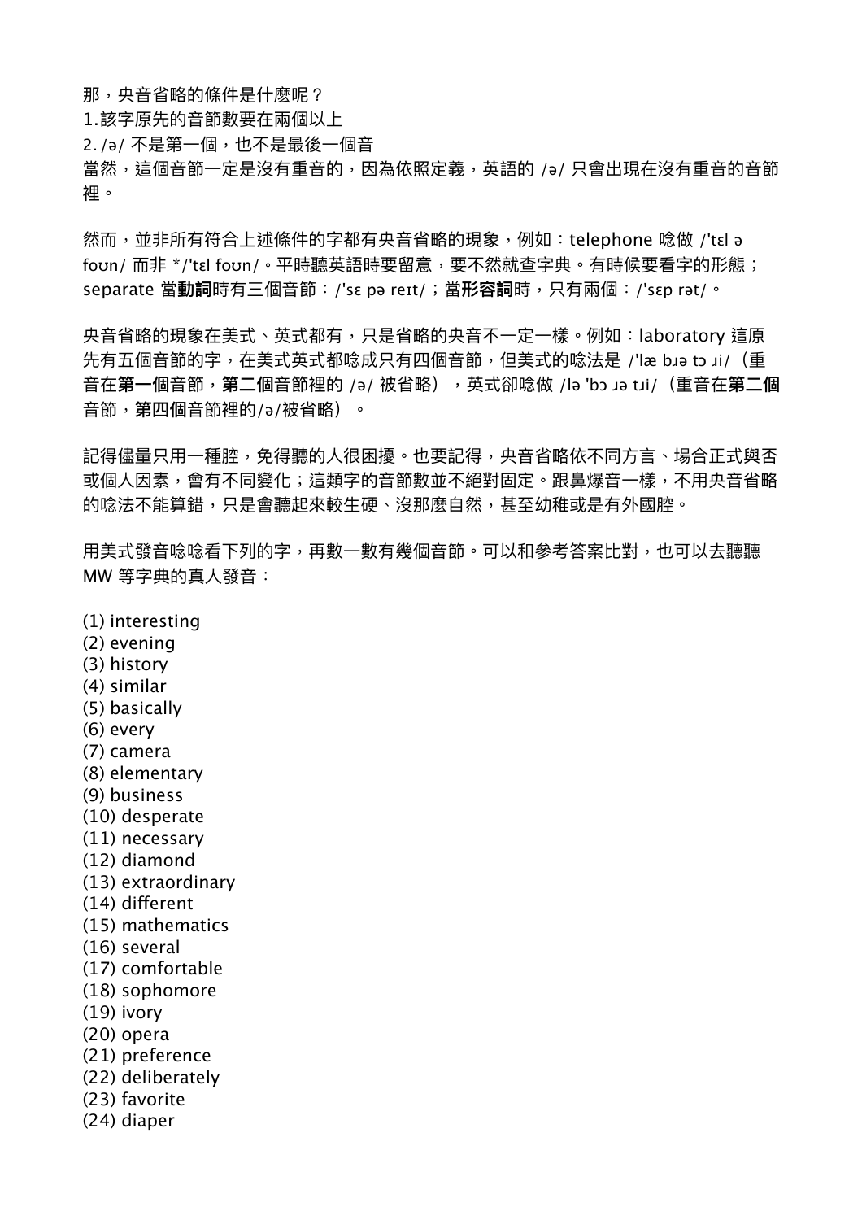那，央音省略的條件是什麼呢？
1.該字原先的音節數要在兩個以上
2. /ə/ 不是第一個，也不是最後一個音
當然，這個音節一定是沒有重音的，因為依照定義，英語的 /ə/ 只會出現在沒有重音的音節裡。

然而，並非所有符合上述條件的字都有央音省略的現象，例如：telephone 唸做 /'tɛl ə foʊn/ 而非 */'tɛl foʊn/。平時聽英語時要留意，要不然就查字典。有時候要看字的形態；separate 當**動詞**時有三個音節：/'sɛ pə reɪt/；當**形容詞**時，只有兩個：/'sɛp rət/。

央音省略的現象在美式、英式都有，只是省略的央音不一定一樣。例如：laboratory 這原先有五個音節的字，在美式英式都唸成只有四個音節，但美式的唸法是 /'læ bɹə tɔ ɹi/（重音在**第一個**音節，**第二個**音節裡的 /ə/ 被省略），英式卻唸做 /lə 'bɔ ɹə tɹi/（重音在**第二個**音節，**第四個**音節裡的/ə/被省略）。

記得儘量只用一種腔，免得聽的人很困擾。也要記得，央音省略依不同方言、場合正式與否或個人因素，會有不同變化；這類字的音節數並不絕對固定。跟鼻爆音一樣，不用央音省略的唸法不能算錯，只是會聽起來較生硬、沒那麼自然，甚至幼稚或是有外國腔。

用美式發音唸唸看下列的字，再數一數有幾個音節。可以和參考答案比對，也可以去聽聽 MW 等字典的真人發音：

(1) interesting
(2) evening
(3) history
(4) similar
(5) basically
(6) every
(7) camera
(8) elementary
(9) business
(10) desperate
(11) necessary
(12) diamond
(13) extraordinary
(14) different
(15) mathematics
(16) several
(17) comfortable
(18) sophomore
(19) ivory
(20) opera
(21) preference
(22) deliberately
(23) favorite
(24) diaper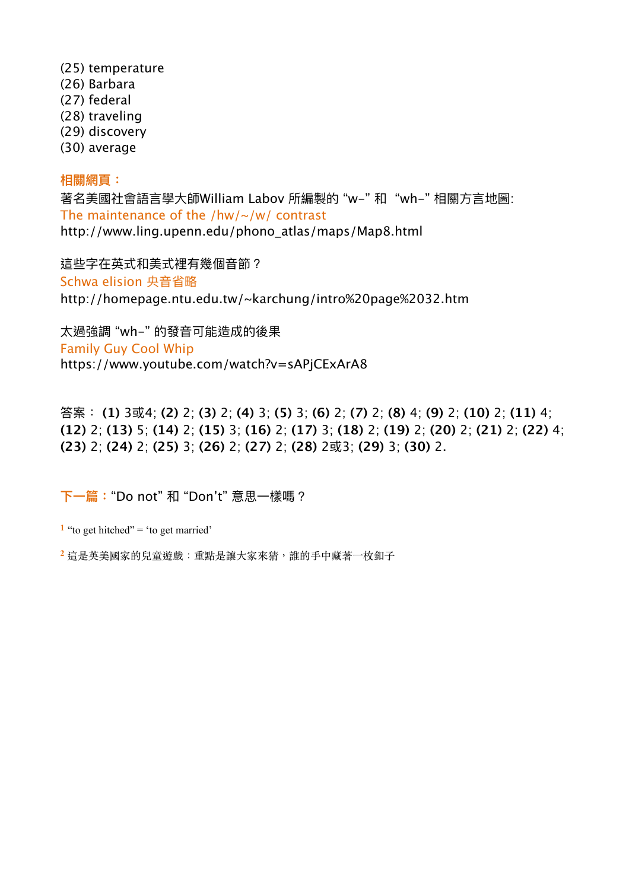(25) temperature
(26) Barbara
(27) federal
(28) traveling
(29) discovery
(30) average

**相關網頁：**

著名美國社會語言學大師William Labov 所編製的 “w-” 和 “wh-” 相關方言地圖:
The maintenance of the /hw/~/w/ contrast
http://www.ling.upenn.edu/phono_atlas/maps/Map8.html

這些字在英式和美式裡有幾個音節？
Schwa elision 央音省略
http://homepage.ntu.edu.tw/~karchung/intro%20page%2032.htm

太過強調 “wh-” 的發音可能造成的後果
Family Guy Cool Whip
https://www.youtube.com/watch?v=sAPjCExArA8

答案： **(1)** 3或4; **(2)** 2; **(3)** 2; **(4)** 3; **(5)** 3; **(6)** 2; **(7)** 2; **(8)** 4; **(9)** 2; **(10)** 2; **(11)** 4; **(12)** 2; **(13)** 5; **(14)** 2; **(15)** 3; **(16)** 2; **(17)** 3; **(18)** 2; **(19)** 2; **(20)** 2; **(21)** 2; **(22)** 4; **(23)** 2; **(24)** 2; **(25)** 3; **(26)** 2; **(27)** 2; **(28)** 2或3; **(29)** 3; **(30)** 2.

**下一篇：**“Do not” 和 “Don’t” 意思一樣嗎？

[1] “to get hitched” = ‘to get married’

[2] 這是英美國家的兒童遊戲：重點是讓大家來猜，誰的手中藏著一枚釦子